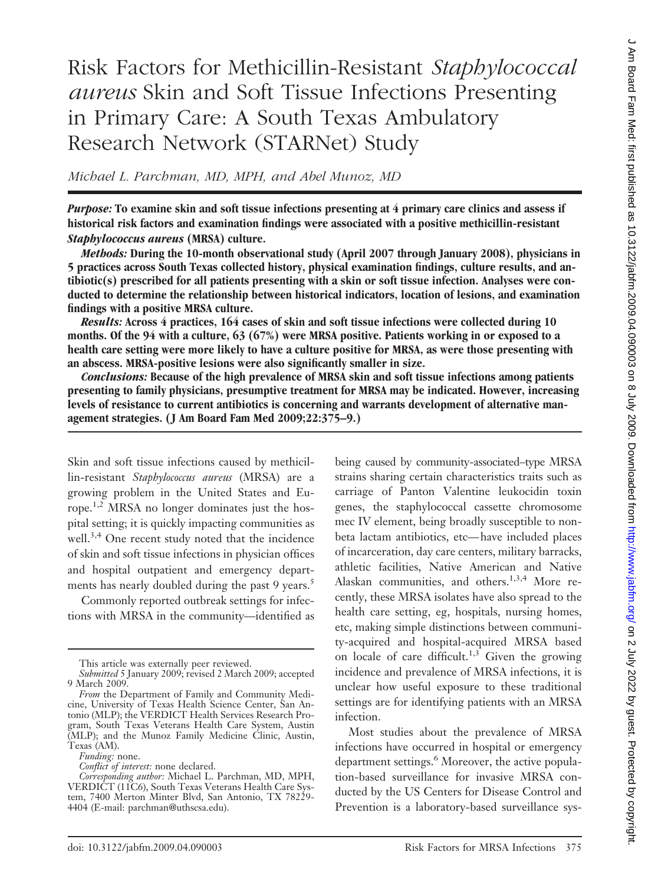# Risk Factors for Methicillin-Resistant *Staphylococcal aureus* Skin and Soft Tissue Infections Presenting in Primary Care: A South Texas Ambulatory Research Network (STARNet) Study

*Michael L. Parchman, MD, MPH, and Abel Munoz, MD*

***Purpose:*** **To examine skin and soft tissue infections presenting at 4 primary care clinics and assess if historical risk factors and examination findings were associated with a positive methicillin-resistant *Staphylococcus aureus* (MRSA) culture.**

***Methods:*** **During the 10-month observational study (April 2007 through January 2008), physicians in 5 practices across South Texas collected history, physical examination findings, culture results, and antibiotic(s) prescribed for all patients presenting with a skin or soft tissue infection. Analyses were conducted to determine the relationship between historical indicators, location of lesions, and examination findings with a positive MRSA culture.**

***Results:*** **Across 4 practices, 164 cases of skin and soft tissue infections were collected during 10 months. Of the 94 with a culture, 63 (67%) were MRSA positive. Patients working in or exposed to a health care setting were more likely to have a culture positive for MRSA, as were those presenting with an abscess. MRSA-positive lesions were also significantly smaller in size.**

***Conclusions:*** **Because of the high prevalence of MRSA skin and soft tissue infections among patients presenting to family physicians, presumptive treatment for MRSA may be indicated. However, increasing levels of resistance to current antibiotics is concerning and warrants development of alternative management strategies. (J Am Board Fam Med 2009;22:375–9.)**

Skin and soft tissue infections caused by methicillin-resistant *Staphylococcus aureus* (MRSA) are a growing problem in the United States and Europe.[1,2] MRSA no longer dominates just the hospital setting; it is quickly impacting communities as well.[3,4] One recent study noted that the incidence of skin and soft tissue infections in physician offices and hospital outpatient and emergency departments has nearly doubled during the past 9 years.[5]

Commonly reported outbreak settings for infections with MRSA in the community—identified as being caused by community-associated–type MRSA strains sharing certain characteristics traits such as carriage of Panton Valentine leukocidin toxin genes, the staphylococcal cassette chromosome mec IV element, being broadly susceptible to non-beta lactam antibiotics, etc—have included places of incarceration, day care centers, military barracks, athletic facilities, Native American and Native Alaskan communities, and others.[1,3,4] More recently, these MRSA isolates have also spread to the health care setting, eg, hospitals, nursing homes, etc, making simple distinctions between community-acquired and hospital-acquired MRSA based on locale of care difficult.[1,3] Given the growing incidence and prevalence of MRSA infections, it is unclear how useful exposure to these traditional settings are for identifying patients with an MRSA infection.

Most studies about the prevalence of MRSA infections have occurred in hospital or emergency department settings.[6] Moreover, the active population-based surveillance for invasive MRSA conducted by the US Centers for Disease Control and Prevention is a laboratory-based surveillance sys-

This article was externally peer reviewed.

*Submitted* 5 January 2009; revised 2 March 2009; accepted 9 March 2009.

*From* the Department of Family and Community Medicine, University of Texas Health Science Center, San Antonio (MLP); the VERDICT Health Services Research Program, South Texas Veterans Health Care System, Austin (MLP); and the Munoz Family Medicine Clinic, Austin, Texas (AM).

*Funding:* none.

*Conflict of interest:* none declared.

*Corresponding author:* Michael L. Parchman, MD, MPH, VERDICT (11C6), South Texas Veterans Health Care System, 7400 Merton Minter Blvd, San Antonio, TX 78229-4404 (E-mail: parchman@uthscsa.edu).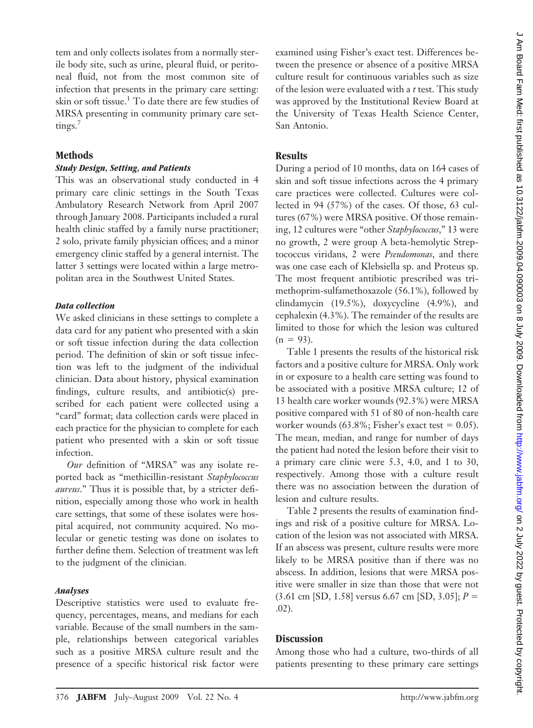tem and only collects isolates from a normally sterile body site, such as urine, pleural fluid, or peritoneal fluid, not from the most common site of infection that presents in the primary care setting: skin or soft tissue.[1] To date there are few studies of MRSA presenting in community primary care settings.[7]

## Methods

### Study Design, Setting, and Patients

This was an observational study conducted in 4 primary care clinic settings in the South Texas Ambulatory Research Network from April 2007 through January 2008. Participants included a rural health clinic staffed by a family nurse practitioner; 2 solo, private family physician offices; and a minor emergency clinic staffed by a general internist. The latter 3 settings were located within a large metropolitan area in the Southwest United States.

### Data collection

We asked clinicians in these settings to complete a data card for any patient who presented with a skin or soft tissue infection during the data collection period. The definition of skin or soft tissue infection was left to the judgment of the individual clinician. Data about history, physical examination findings, culture results, and antibiotic(s) prescribed for each patient were collected using a "card" format; data collection cards were placed in each practice for the physician to complete for each patient who presented with a skin or soft tissue infection.

*Our* definition of "MRSA" was any isolate reported back as "methicillin-resistant *Staphylococcus aureus*." Thus it is possible that, by a stricter definition, especially among those who work in health care settings, that some of these isolates were hospital acquired, not community acquired. No molecular or genetic testing was done on isolates to further define them. Selection of treatment was left to the judgment of the clinician.

### Analyses

Descriptive statistics were used to evaluate frequency, percentages, means, and medians for each variable. Because of the small numbers in the sample, relationships between categorical variables such as a positive MRSA culture result and the presence of a specific historical risk factor were examined using Fisher's exact test. Differences between the presence or absence of a positive MRSA culture result for continuous variables such as size of the lesion were evaluated with a *t* test. This study was approved by the Institutional Review Board at the University of Texas Health Science Center, San Antonio.

## Results

During a period of 10 months, data on 164 cases of skin and soft tissue infections across the 4 primary care practices were collected. Cultures were collected in 94 (57%) of the cases. Of those, 63 cultures (67%) were MRSA positive. Of those remaining, 12 cultures were "other *Staphylococcus*," 13 were no growth, 2 were group A beta-hemolytic Streptococcus viridans, 2 were *Pseudomonas*, and there was one case each of Klebsiella sp. and Proteus sp. The most frequent antibiotic prescribed was trimethoprim-sulfamethoxazole (56.1%), followed by clindamycin (19.5%), doxycycline (4.9%), and cephalexin (4.3%). The remainder of the results are limited to those for which the lesion was cultured ($n = 93$).

Table 1 presents the results of the historical risk factors and a positive culture for MRSA. Only work in or exposure to a health care setting was found to be associated with a positive MRSA culture; 12 of 13 health care worker wounds (92.3%) were MRSA positive compared with 51 of 80 of non-health care worker wounds (63.8%; Fisher's exact test = 0.05). The mean, median, and range for number of days the patient had noted the lesion before their visit to a primary care clinic were 5.3, 4.0, and 1 to 30, respectively. Among those with a culture result there was no association between the duration of lesion and culture results.

Table 2 presents the results of examination findings and risk of a positive culture for MRSA. Location of the lesion was not associated with MRSA. If an abscess was present, culture results were more likely to be MRSA positive than if there was no abscess. In addition, lesions that were MRSA positive were smaller in size than those that were not (3.61 cm [SD, 1.58] versus 6.67 cm [SD, 3.05]; $P = .02$).

## Discussion

Among those who had a culture, two-thirds of all patients presenting to these primary care settings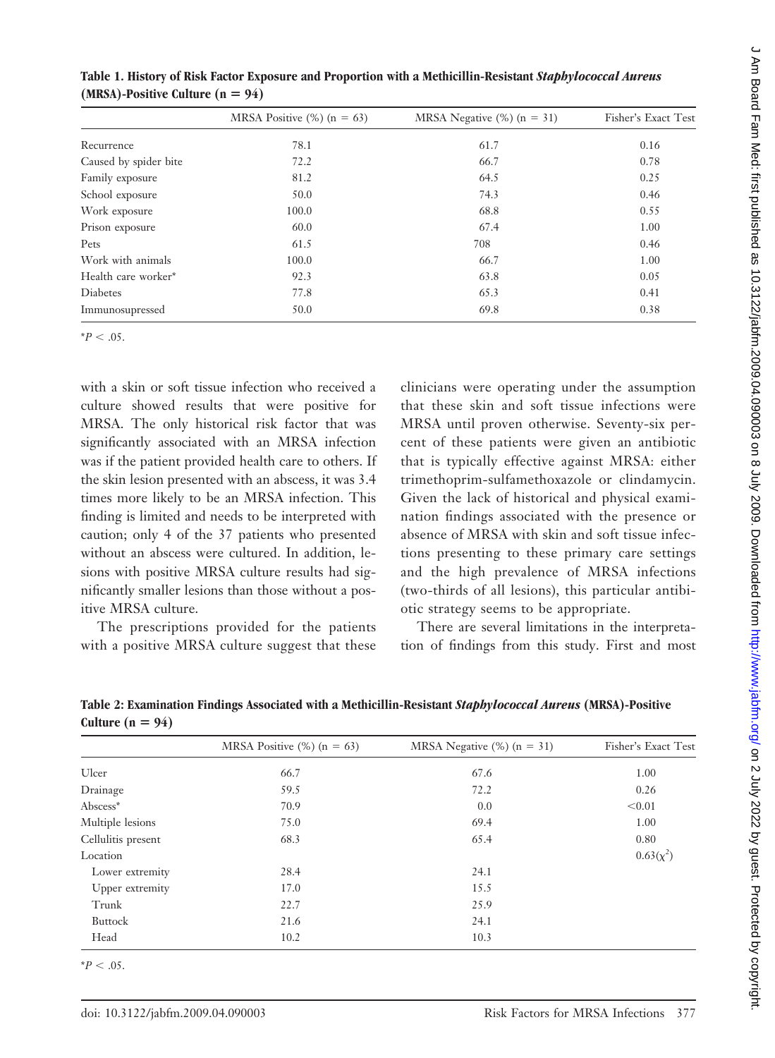**Table 1. History of Risk Factor Exposure and Proportion with a Methicillin-Resistant *Staphylococcal Aureus* (MRSA)-Positive Culture (n = 94)**

| | MRSA Positive (%) (n = 63) | MRSA Negative (%) (n = 31) | Fisher's Exact Test |
|---|---|---|---|
| Recurrence | 78.1 | 61.7 | 0.16 |
| Caused by spider bite | 72.2 | 66.7 | 0.78 |
| Family exposure | 81.2 | 64.5 | 0.25 |
| School exposure | 50.0 | 74.3 | 0.46 |
| Work exposure | 100.0 | 68.8 | 0.55 |
| Prison exposure | 60.0 | 67.4 | 1.00 |
| Pets | 61.5 | 708 | 0.46 |
| Work with animals | 100.0 | 66.7 | 1.00 |
| Health care worker* | 92.3 | 63.8 | 0.05 |
| Diabetes | 77.8 | 65.3 | 0.41 |
| Immunosupressed | 50.0 | 69.8 | 0.38 |

*$P < .05$.

with a skin or soft tissue infection who received a culture showed results that were positive for MRSA. The only historical risk factor that was significantly associated with an MRSA infection was if the patient provided health care to others. If the skin lesion presented with an abscess, it was 3.4 times more likely to be an MRSA infection. This finding is limited and needs to be interpreted with caution; only 4 of the 37 patients who presented without an abscess were cultured. In addition, lesions with positive MRSA culture results had significantly smaller lesions than those without a positive MRSA culture.

The prescriptions provided for the patients with a positive MRSA culture suggest that these clinicians were operating under the assumption that these skin and soft tissue infections were MRSA until proven otherwise. Seventy-six percent of these patients were given an antibiotic that is typically effective against MRSA: either trimethoprim-sulfamethoxazole or clindamycin. Given the lack of historical and physical examination findings associated with the presence or absence of MRSA with skin and soft tissue infections presenting to these primary care settings and the high prevalence of MRSA infections (two-thirds of all lesions), this particular antibiotic strategy seems to be appropriate.

There are several limitations in the interpretation of findings from this study. First and most

**Table 2: Examination Findings Associated with a Methicillin-Resistant *Staphylococcal Aureus* (MRSA)-Positive Culture (n = 94)**

| | MRSA Positive (%) (n = 63) | MRSA Negative (%) (n = 31) | Fisher's Exact Test |
|---|---|---|---|
| Ulcer | 66.7 | 67.6 | 1.00 |
| Drainage | 59.5 | 72.2 | 0.26 |
| Abscess* | 70.9 | 0.0 | <0.01 |
| Multiple lesions | 75.0 | 69.4 | 1.00 |
| Cellulitis present | 68.3 | 65.4 | 0.80 |
| Location | | | 0.63($\chi^2$) |
| Lower extremity | 28.4 | 24.1 | |
| Upper extremity | 17.0 | 15.5 | |
| Trunk | 22.7 | 25.9 | |
| Buttock | 21.6 | 24.1 | |
| Head | 10.2 | 10.3 | |

*$P < .05$.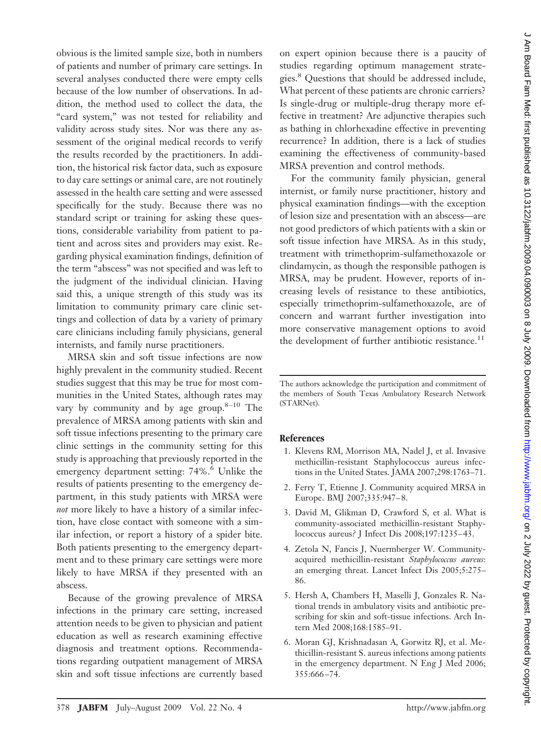obvious is the limited sample size, both in numbers of patients and number of primary care settings. In several analyses conducted there were empty cells because of the low number of observations. In addition, the method used to collect the data, the "card system," was not tested for reliability and validity across study sites. Nor was there any assessment of the original medical records to verify the results recorded by the practitioners. In addition, the historical risk factor data, such as exposure to day care settings or animal care, are not routinely assessed in the health care setting and were assessed specifically for the study. Because there was no standard script or training for asking these questions, considerable variability from patient to patient and across sites and providers may exist. Regarding physical examination findings, definition of the term "abscess" was not specified and was left to the judgment of the individual clinician. Having said this, a unique strength of this study was its limitation to community primary care clinic settings and collection of data by a variety of primary care clinicians including family physicians, general internists, and family nurse practitioners.

MRSA skin and soft tissue infections are now highly prevalent in the community studied. Recent studies suggest that this may be true for most communities in the United States, although rates may vary by community and by age group.[8–10] The prevalence of MRSA among patients with skin and soft tissue infections presenting to the primary care clinic settings in the community setting for this study is approaching that previously reported in the emergency department setting: 74%.[6] Unlike the results of patients presenting to the emergency department, in this study patients with MRSA were *not* more likely to have a history of a similar infection, have close contact with someone with a similar infection, or report a history of a spider bite. Both patients presenting to the emergency department and to these primary care settings were more likely to have MRSA if they presented with an abscess.

Because of the growing prevalence of MRSA infections in the primary care setting, increased attention needs to be given to physician and patient education as well as research examining effective diagnosis and treatment options. Recommendations regarding outpatient management of MRSA skin and soft tissue infections are currently based on expert opinion because there is a paucity of studies regarding optimum management strategies.[8] Questions that should be addressed include, What percent of these patients are chronic carriers? Is single-drug or multiple-drug therapy more effective in treatment? Are adjunctive therapies such as bathing in chlorhexadine effective in preventing recurrence? In addition, there is a lack of studies examining the effectiveness of community-based MRSA prevention and control methods.

For the community family physician, general internist, or family nurse practitioner, history and physical examination findings—with the exception of lesion size and presentation with an abscess—are not good predictors of which patients with a skin or soft tissue infection have MRSA. As in this study, treatment with trimethoprim-sulfamethoxazole or clindamycin, as though the responsible pathogen is MRSA, may be prudent. However, reports of increasing levels of resistance to these antibiotics, especially trimethoprim-sulfamethoxazole, are of concern and warrant further investigation into more conservative management options to avoid the development of further antibiotic resistance.[11]

The authors acknowledge the participation and commitment of the members of South Texas Ambulatory Research Network (STARNet).

## References

1. Klevens RM, Morrison MA, Nadel J, et al. Invasive methicillin-resistant Staphylococcus aureus infections in the United States. JAMA 2007;298:1763–71.
2. Ferry T, Etienne J. Community acquired MRSA in Europe. BMJ 2007;335:947–8.
3. David M, Glikman D, Crawford S, et al. What is community-associated methicillin-resistant Staphylococcus aureus? J Infect Dis 2008;197:1235–43.
4. Zetola N, Fancis J, Nuermberger W. Community-acquired methicillin-resistant *Staphylococcus aureus*: an emerging threat. Lancet Infect Dis 2005;5:275–86.
5. Hersh A, Chambers H, Maselli J, Gonzales R. National trends in ambulatory visits and antibiotic prescribing for skin and soft-tissue infections. Arch Intern Med 2008;168:1585–91.
6. Moran GJ, Krishnadasan A, Gorwitz RJ, et al. Methicillin-resistant S. aureus infections among patients in the emergency department. N Eng J Med 2006; 355:666–74.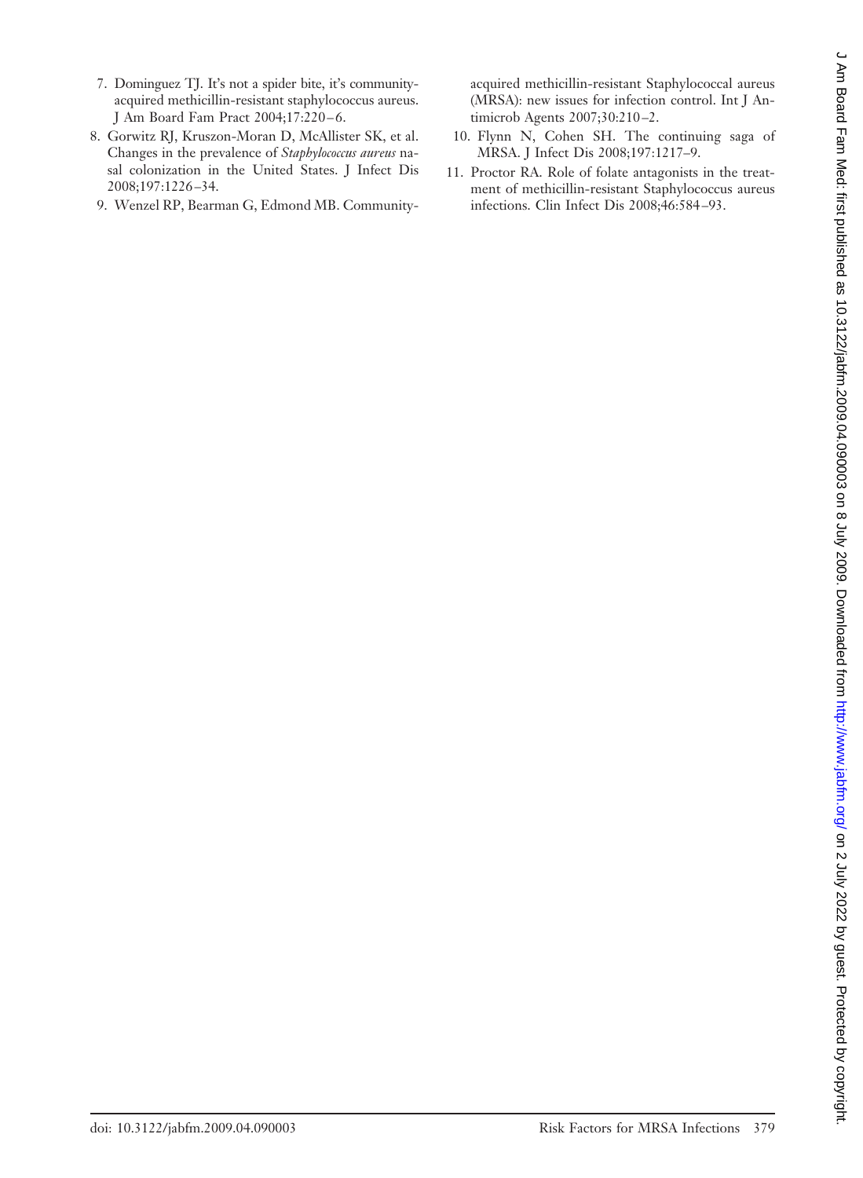7. Dominguez TJ. It's not a spider bite, it's community-acquired methicillin-resistant staphylococcus aureus. J Am Board Fam Pract 2004;17:220–6.
8. Gorwitz RJ, Kruszon-Moran D, McAllister SK, et al. Changes in the prevalence of *Staphylococcus aureus* nasal colonization in the United States. J Infect Dis 2008;197:1226–34.
9. Wenzel RP, Bearman G, Edmond MB. Community-acquired methicillin-resistant Staphylococcal aureus (MRSA): new issues for infection control. Int J Antimicrob Agents 2007;30:210–2.
10. Flynn N, Cohen SH. The continuing saga of MRSA. J Infect Dis 2008;197:1217–9.
11. Proctor RA. Role of folate antagonists in the treatment of methicillin-resistant Staphylococcus aureus infections. Clin Infect Dis 2008;46:584–93.